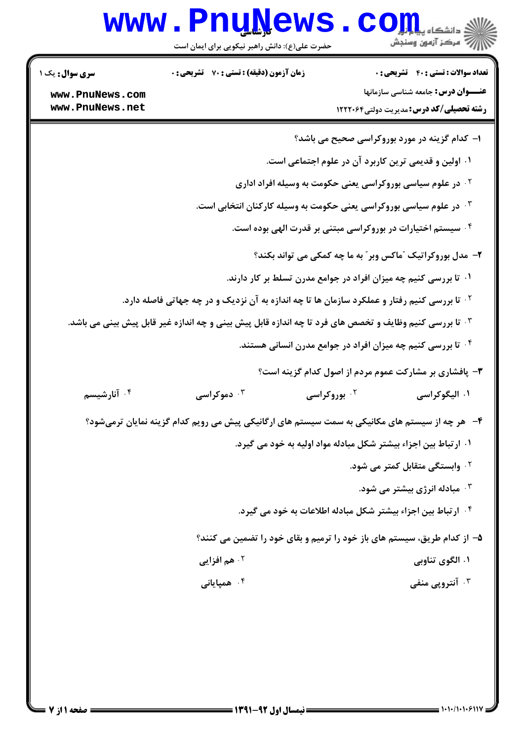**سری سؤال:** یک ۱

**زمان آزمون (دقیقه) : تستی : ۷۰ تشریحی : ۰**

**تعداد سوالات : تستی : ۴۰ تشریحی : ۰**

**عنـــوان درس:** جامعه شناسی سازمانها

**رشته تحصیلی/کد درس:** مدیریت دولتی ۱۲۲۲۰۶۴

---

**۱- کدام گزینه در مورد بوروکراسی صحیح می باشد؟**

۱. اولین و قدیمی ترین کاربرد آن در علوم اجتماعی است.

۲. در علوم سیاسی بوروکراسی یعنی حکومت به وسیله افراد اداری

۳. در علوم سیاسی بوروکراسی یعنی حکومت به وسیله کارکنان انتخابی است.

۴. سیستم اختیارات در بوروکراسی مبتنی بر قدرت الهی بوده است.

**۲- مدل بوروکراتیک "ماکس وبر" به ما چه کمکی می تواند بکند؟**

۱. تا بررسی کنیم چه میزان افراد در جوامع مدرن تسلط بر کار دارند.

۲. تا بررسی کنیم رفتار و عملکرد سازمان ها تا چه اندازه به آن نزدیک و در چه جهاتی فاصله دارد.

۳. تا بررسی کنیم وظایف و تخصص های فرد تا چه اندازه قابل پیش بینی و چه اندازه غیر قابل پیش بینی می باشد.

۴. تا بررسی کنیم چه میزان افراد در جوامع مدرن انسانی هستند.

**۳- پافشاری بر مشارکت عموم مردم از اصول کدام گزینه است؟**

۱. الیگوکراسی

۲. بوروکراسی

۳. دموکراسی

۴. آنارشیسم

**۴- هر چه از سیستم های مکانیکی به سمت سیستم های ارگانیکی پیش می رویم کدام گزینه نمایان ترمی‌شود؟**

۱. ارتباط بین اجزاء بیشتر شکل مبادله مواد اولیه به خود می گیرد.

۲. وابستگی متقابل کمتر می شود.

۳. مبادله انرژی بیشتر می شود.

۴. ارتباط بین اجزاء بیشتر شکل مبادله اطلاعات به خود می گیرد.

**۵- از کدام طریق، سیستم های باز خود را ترمیم و بقای خود را تضمین می کنند؟**

۱. الگوی تناوبی

۲. هم افزایی

۳. آنتروپی منفی

۴. همپایانی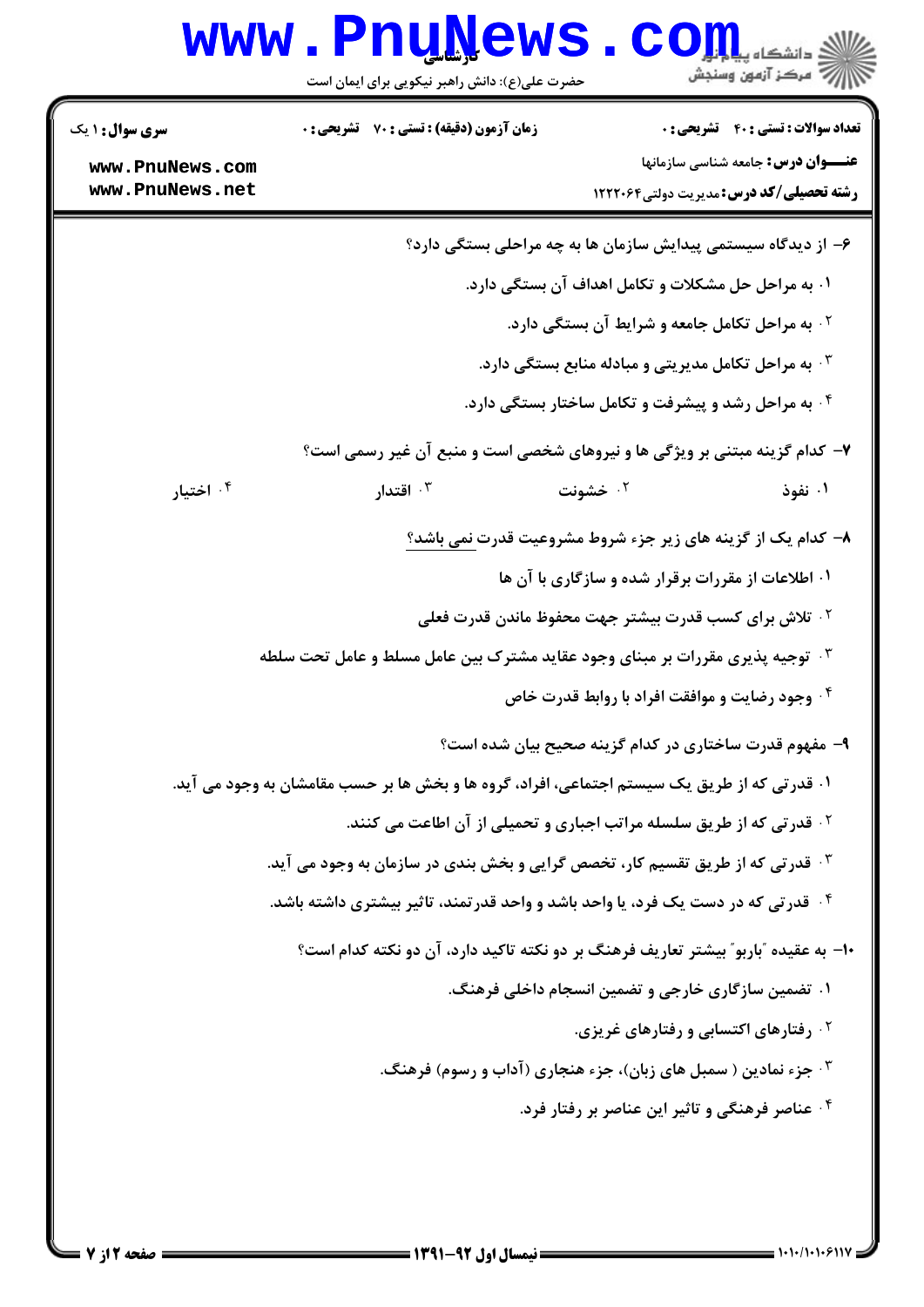سری سوال: ۱ یک | زمان آزمون (دقیقه) : تستی : ۷۰ تشریحی : ۰ | تعداد سوالات : تستی : ۴۰ تشریحی : ۰

**عنـــوان درس:** جامعه شناسی سازمانها

**رشته تحصیلی/کد درس:** مدیریت دولتی ۱۲۲۲۰۶۴

۶- از دیدگاه سیستمی پیدایش سازمان ها به چه مراحلی بستگی دارد؟

۱. به مراحل حل مشکلات و تکامل اهداف آن بستگی دارد.

۲. به مراحل تکامل جامعه و شرایط آن بستگی دارد.

۳. به مراحل تکامل مدیریتی و مبادله منابع بستگی دارد.

۴. به مراحل رشد و پیشرفت و تکامل ساختار بستگی دارد.

۷- کدام گزینه مبتنی بر ویژگی ها و نیروهای شخصی است و منبع آن غیر رسمی است؟

۱. نفوذ ۲. خشونت ۳. اقتدار ۴. اختیار

۸- کدام یک از گزینه های زیر جزء شروط مشروعیت قدرت نمی باشد؟

۱. اطلاعات از مقررات برقرار شده و سازگاری با آن ها

۲. تلاش برای کسب قدرت بیشتر جهت محفوظ ماندن قدرت فعلی

۳. توجیه پذیری مقررات بر مبنای وجود عقاید مشترک بین عامل مسلط و عامل تحت سلطه

۴. وجود رضایت و موافقت افراد با روابط قدرت خاص

۹- مفهوم قدرت ساختاری در کدام گزینه صحیح بیان شده است؟

۱. قدرتی که از طریق یک سیستم اجتماعی، افراد، گروه ها و بخش ها بر حسب مقامشان به وجود می آید.

۲. قدرتی که از طریق سلسله مراتب اجباری و تحمیلی از آن اطاعت می کنند.

۳. قدرتی که از طریق تقسیم کار، تخصص گرایی و بخش بندی در سازمان به وجود می آید.

۴. قدرتی که در دست یک فرد، یا واحد باشد و واحد قدرتمند، تاثیر بیشتری داشته باشد.

۱۰- به عقیده "باربو" بیشتر تعاریف فرهنگ بر دو نکته تاکید دارد، آن دو نکته کدام است؟

۱. تضمین سازگاری خارجی و تضمین انسجام داخلی فرهنگ.

۲. رفتارهای اکتسابی و رفتارهای غریزی.

۳. جزء نمادین ( سمبل های زبان)، جزء هنجاری (آداب و رسوم) فرهنگ.

۴. عناصر فرهنگی و تاثیر این عناصر بر رفتار فرد.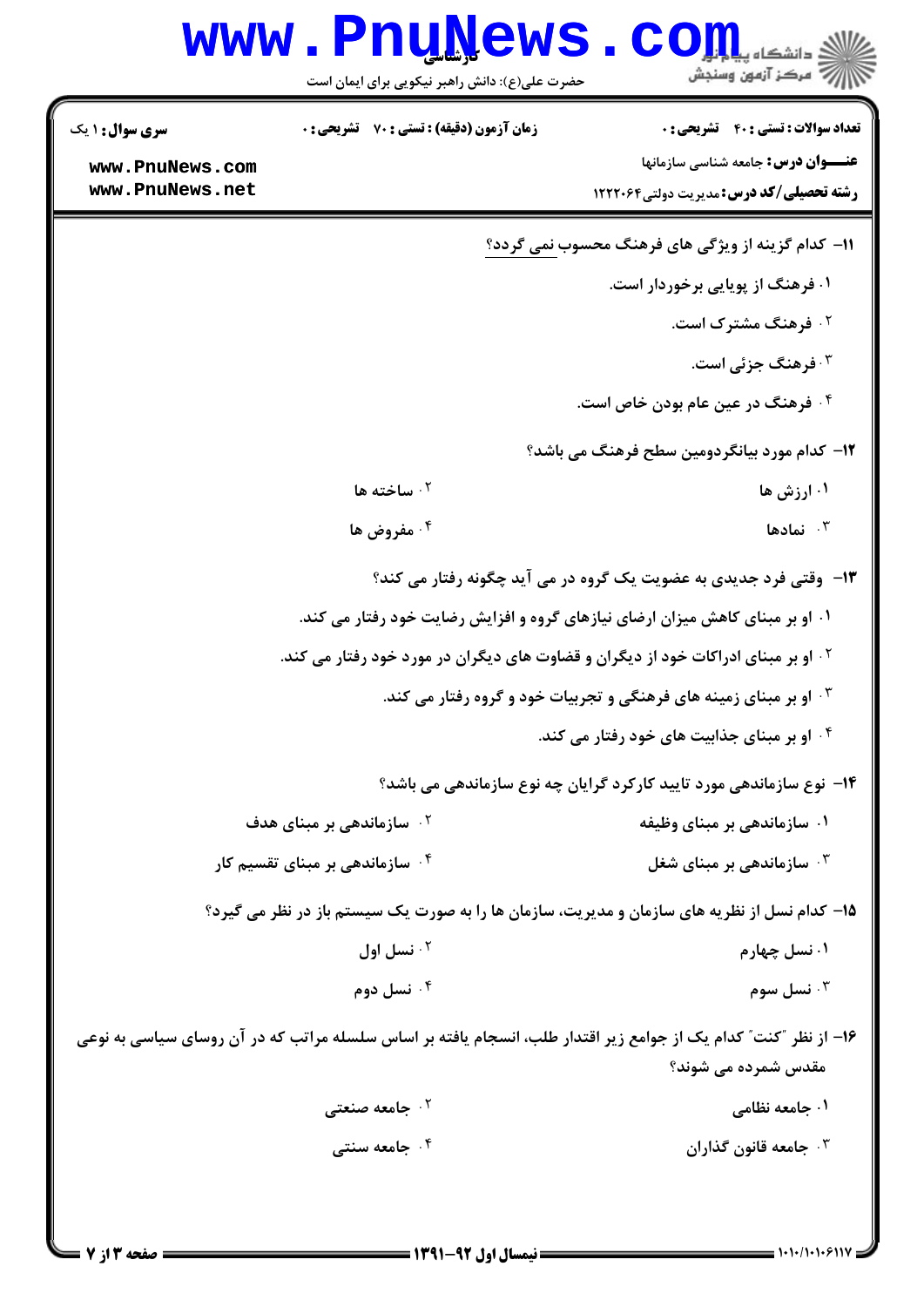۱۱- کدام گزینه از ویژگی های فرهنگ محسوب نمی گردد؟

۱. فرهنگ از پویایی برخوردار است.

۲. فرهنگ مشترک است.

۳. فرهنگ جزئی است.

۴. فرهنگ در عین عام بودن خاص است.

۱۲- کدام مورد بیانگردومین سطح فرهنگ می باشد؟

۱. ارزش ها

۲. ساخته ها

۳. نمادها

۴. مفروض ها

۱۳- وقتی فرد جدیدی به عضویت یک گروه در می آید چگونه رفتار می کند؟

۱. او بر مبنای کاهش میزان ارضای نیازهای گروه و افزایش رضایت خود رفتار می کند.

۲. او بر مبنای ادراکات خود از دیگران و قضاوت های دیگران در مورد خود رفتار می کند.

۳. او بر مبنای زمینه های فرهنگی و تجربیات خود و گروه رفتار می کند.

۴. او بر مبنای جذابیت های خود رفتار می کند.

۱۴- نوع سازماندهی مورد تایید کارکرد گرایان چه نوع سازماندهی می باشد؟

۱. سازماندهی بر مبنای وظیفه

۲. سازماندهی بر مبنای هدف

۳. سازماندهی بر مبنای شغل

۴. سازماندهی بر مبنای تقسیم کار

۱۵- کدام نسل از نظریه های سازمان و مدیریت، سازمان ها را به صورت یک سیستم باز در نظر می گیرد؟

۱. نسل چهارم

۲. نسل اول

۳. نسل سوم

۴. نسل دوم

۱۶- از نظر "کنت" کدام یک از جوامع زیر اقتدار طلب، انسجام یافته بر اساس سلسله مراتب که در آن روسای سیاسی به نوعی مقدس شمرده می شوند؟

۱. جامعه نظامی

۲. جامعه صنعتی

۳. جامعه قانون گذاران

۴. جامعه سنتی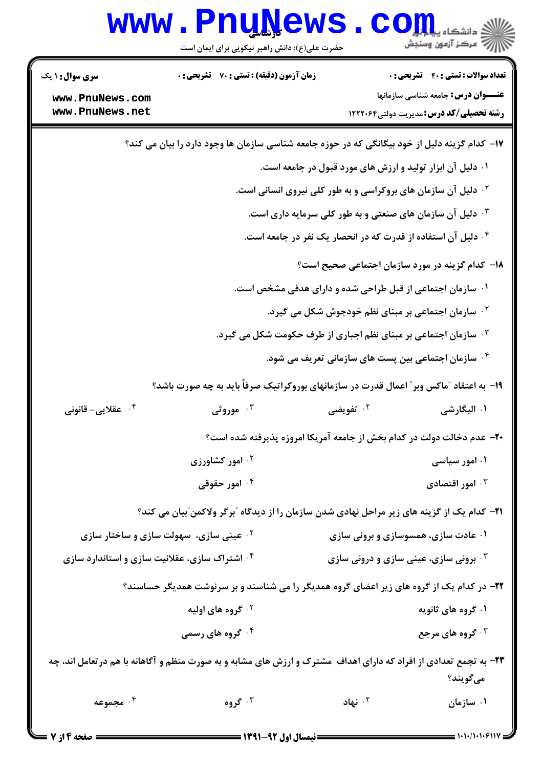**سری سوال:** ۱ یک

**زمان آزمون (دقیقه) : تستی : ۷۰ تشریحی : ۰**

**تعداد سوالات : تستی : ۴۰ تشریحی : ۰**

**عنـــوان درس:** جامعه شناسی سازمانها

**رشته تحصیلی/کد درس:** مدیریت دولتی ۱۲۲۲۰۶۴

۱۷- کدام گزینه دلیل از خود بیگانگی که در حوزه جامعه شناسی سازمان ها وجود دارد را بیان می کند؟

۱. دلیل آن ابزار تولید و ارزش های مورد قبول در جامعه است.

۲. دلیل آن سازمان های بروکراسی و به طور کلی نیروی انسانی است.

۳. دلیل آن سازمان های صنعتی و به طور کلی سرمایه داری است.

۴. دلیل آن استفاده از قدرت که در انحصار یک نفر در جامعه است.

۱۸- کدام گزینه در مورد سازمان اجتماعی صحیح است؟

۱. سازمان اجتماعی از قبل طراحی شده و دارای هدفی مشخص است.

۲. سازمان اجتماعی بر مبنای نظم خودجوش شکل می گیرد.

۳. سازمان اجتماعی بر مبنای نظم اجباری از طرف حکومت شکل می گیرد.

۴. سازمان اجتماعی بین پست های سازمانی تعریف می شود.

۱۹- به اعتقاد "ماکس وبر" اعمال قدرت در سازمانهای بوروکراتیک صرفاً باید به چه صورت باشد؟

۱. الیگارشی ۲. تفویضی ۳. موروثی ۴. عقلایی- قانونی

۲۰- عدم دخالت دولت در کدام بخش از جامعه آمریکا امروزه پذیرفته شده است؟

۱. امور سیاسی ۲. امور کشاورزی ۳. امور اقتصادی ۴. امور حقوقی

۲۱- کدام یک از گزینه های زیر مراحل نهادی شدن سازمان را از دیدگاه "برگر ولاکمن"بیان می کند؟

۱. عادت سازی، همسوسازی و برونی سازی

۲. عینی سازی، سهولت سازی و ساختار سازی

۳. برونی سازی، عینی سازی و درونی سازی

۴. اشتراک سازی، عقلانیت سازی و استاندارد سازی

۲۲- در کدام یک از گروه های زیر اعضای گروه همدیگر را می شناسند و بر سرنوشت همدیگر حساسند؟

۱. گروه های ثانویه ۲. گروه های اولیه ۳. گروه های مرجع ۴. گروه های رسمی

۲۳- به تجمع تعدادی از افراد که دارای اهداف مشترک و ارزش های مشابه و به صورت منظم و آگاهانه با هم درتعامل اند، چه می‌گویند؟

۱. سازمان ۲. نهاد ۳. گروه ۴. مجموعه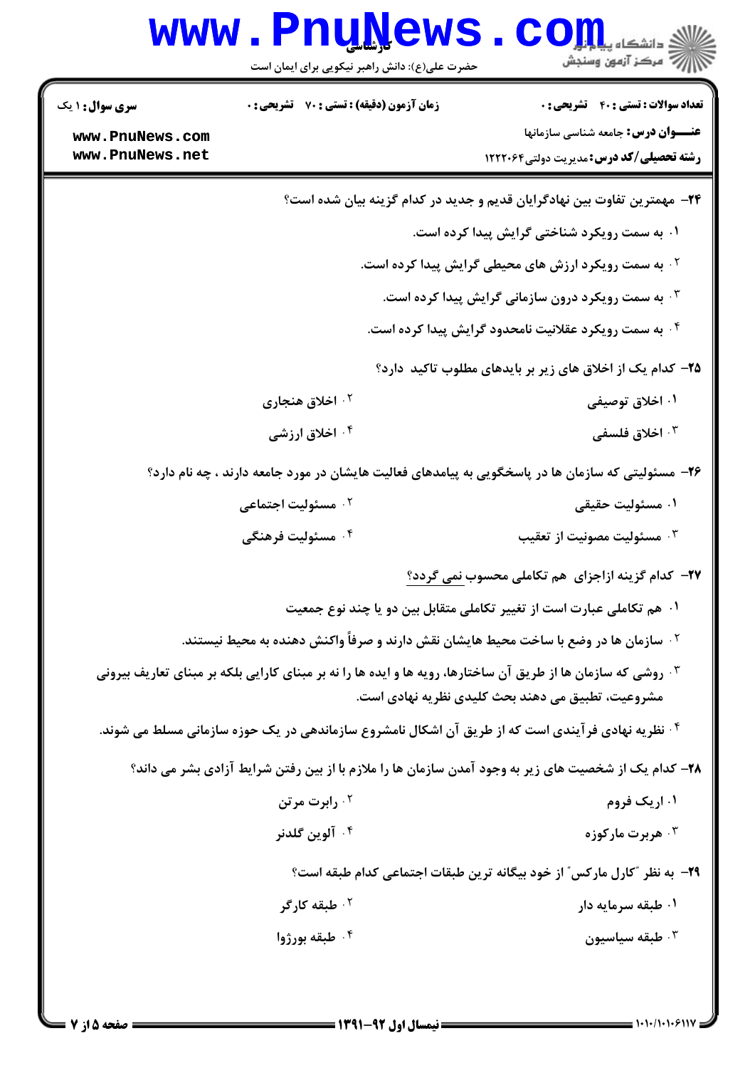۲۴- مهمترین تفاوت بین نهادگرایان قدیم و جدید در کدام گزینه بیان شده است؟

۱. به سمت رویکرد شناختی گرایش پیدا کرده است.

۲. به سمت رویکرد ارزش های محیطی گرایش پیدا کرده است.

۳. به سمت رویکرد درون سازمانی گرایش پیدا کرده است.

۴. به سمت رویکرد عقلانیت نامحدود گرایش پیدا کرده است.

۲۵- کدام یک از اخلاق های زیر بر بایدهای مطلوب تاکید دارد؟

۱. اخلاق توصیفی

۲. اخلاق هنجاری

۳. اخلاق فلسفی

۴. اخلاق ارزشی

۲۶- مسئولیتی که سازمان ها در پاسخگویی به پیامدهای فعالیت هایشان در مورد جامعه دارند ، چه نام دارد؟

۱. مسئولیت حقیقی

۲. مسئولیت اجتماعی

۳. مسئولیت مصونیت از تعقیب

۴. مسئولیت فرهنگی

۲۷- کدام گزینه ازاجزای هم تکاملی محسوب نمی گردد؟

۱. هم تکاملی عبارت است از تغییر تکاملی متقابل بین دو یا چند نوع جمعیت

۲. سازمان ها در وضع با ساخت محیط هایشان نقش دارند و صرفاً واکنش دهنده به محیط نیستند.

۳. روشی که سازمان ها از طریق آن ساختارها، رویه ها و ایده ها را نه بر مبنای کارایی بلکه بر مبنای تعاریف بیرونی مشروعیت، تطبیق می دهند بحث کلیدی نظریه نهادی است.

۴. نظریه نهادی فرآیندی است که از طریق آن اشکال نامشروع سازماندهی در یک حوزه سازمانی مسلط می شوند.

۲۸- کدام یک از شخصیت های زیر به وجود آمدن سازمان ها را ملازم با از بین رفتن شرایط آزادی بشر می داند؟

۱. اریک فروم

۲. رابرت مرتن

۳. هربرت مارکوزه

۴. آلوین گلدنر

۲۹- به نظر "کارل مارکس" از خود بیگانه ترین طبقات اجتماعی کدام طبقه است؟

۱. طبقه سرمایه دار

۲. طبقه کارگر

۳. طبقه سیاسیون

۴. طبقه بورژوا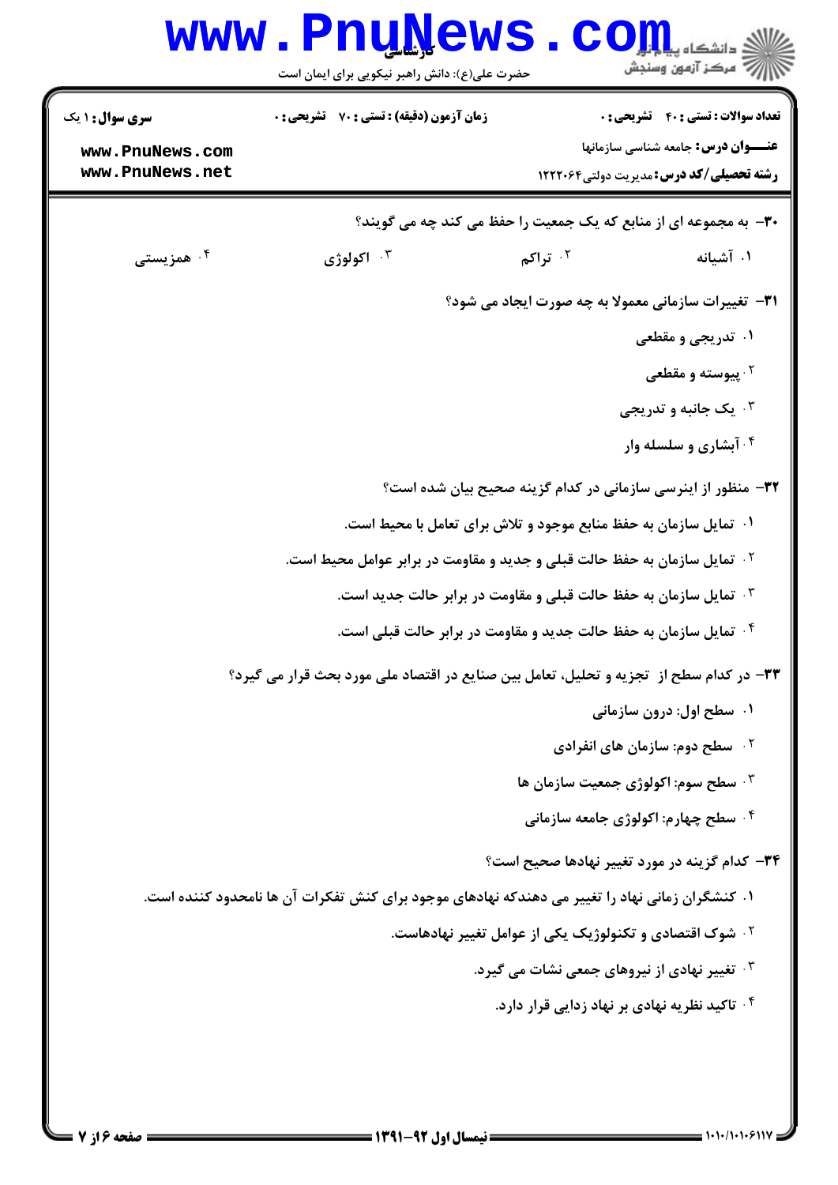**سری سوال:** ۱ یک

**زمان آزمون (دقیقه) : تستی : ۷۰ تشریحی : ۰**

**تعداد سوالات : تستی : ۴۰ تشریحی : ۰**

**عنـــوان درس:** جامعه شناسی سازمانها

**رشته تحصیلی/کد درس:** مدیریت دولتی ۱۲۲۲۰۶۴

۳۰- به مجموعه ای از منابع که یک جمعیت را حفظ می کند چه می گویند؟

۱. آشیانه
۲. تراکم
۳. اکولوژی
۴. همزیستی

۳۱- تغییرات سازمانی معمولا به چه صورت ایجاد می شود؟

۱. تدریجی و مقطعی
۲. پیوسته و مقطعی
۳. یک جانبه و تدریجی
۴. آبشاری و سلسله وار

۳۲- منظور از اینرسی سازمانی در کدام گزینه صحیح بیان شده است؟

۱. تمایل سازمان به حفظ منابع موجود و تلاش برای تعامل با محیط است.
۲. تمایل سازمان به حفظ حالت قبلی و جدید و مقاومت در برابر عوامل محیط است.
۳. تمایل سازمان به حفظ حالت قبلی و مقاومت در برابر حالت جدید است.
۴. تمایل سازمان به حفظ حالت جدید و مقاومت در برابر حالت قبلی است.

۳۳- در کدام سطح از تجزیه و تحلیل، تعامل بین صنایع در اقتصاد ملی مورد بحث قرار می گیرد؟

۱. سطح اول: درون سازمانی
۲. سطح دوم: سازمان های انفرادی
۳. سطح سوم: اکولوژی جمعیت سازمان ها
۴. سطح چهارم: اکولوژی جامعه سازمانی

۳۴- کدام گزینه در مورد تغییر نهادها صحیح است؟

۱. کنشگران زمانی نهاد را تغییر می دهندکه نهادهای موجود برای کنش تفکرات آن ها نامحدود کننده است.
۲. شوک اقتصادی و تکنولوژیک یکی از عوامل تغییر نهادهاست.
۳. تغییر نهادی از نیروهای جمعی نشات می گیرد.
۴. تاکید نظریه نهادی بر نهاد زدایی قرار دارد.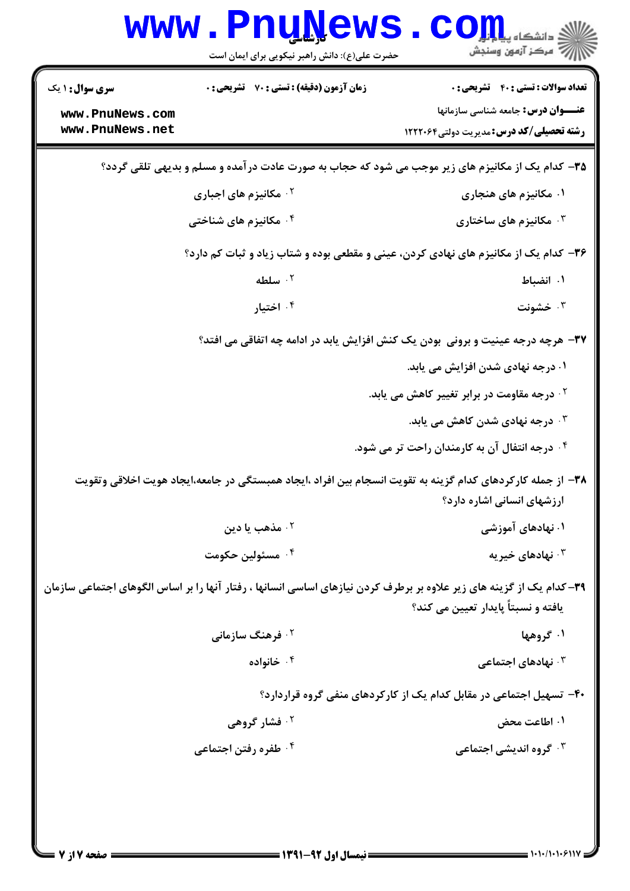۳۵- کدام یک از مکانیزم های زیر موجب می شود که حجاب به صورت عادت درآمده و مسلم و بدیهی تلقی گردد؟

۱. مکانیزم های هنجاری

۲. مکانیزم های اجباری

۳. مکانیزم های ساختاری

۴. مکانیزم های شناختی

۳۶- کدام یک از مکانیزم های نهادی کردن، عینی و مقطعی بوده و شتاب زیاد و ثبات کم دارد؟

۱. انضباط

۲. سلطه

۳. خشونت

۴. اختیار

۳۷- هرچه درجه عینیت و برونی بودن یک کنش افزایش یابد در ادامه چه اتفاقی می افتد؟

۱. درجه نهادی شدن افزایش می یابد.

۲. درجه مقاومت در برابر تغییر کاهش می یابد.

۳. درجه نهادی شدن کاهش می یابد.

۴. درجه انتقال آن به کارمندان راحت تر می شود.

۳۸- از جمله کارکردهای کدام گزینه به تقویت انسجام بین افراد ،ایجاد همبستگی در جامعه،ایجاد هویت اخلاقی وتقویت ارزشهای انسانی اشاره دارد؟

۱. نهادهای آموزشی

۲. مذهب یا دین

۳. نهادهای خیریه

۴. مسئولین حکومت

۳۹-کدام یک از گزینه های زیر علاوه بر برطرف کردن نیازهای اساسی انسانها ، رفتار آنها را بر اساس الگوهای اجتماعی سازمان یافته و نسبتاً پایدار تعیین می کند؟

۱. گروهها

۲. فرهنگ سازمانی

۳. نهادهای اجتماعی

۴. خانواده

۴۰- تسهیل اجتماعی در مقابل کدام یک از کارکردهای منفی گروه قراردارد؟

۱. اطاعت محض

۲. فشار گروهی

۳. گروه اندیشی اجتماعی

۴. طفره رفتن اجتماعی